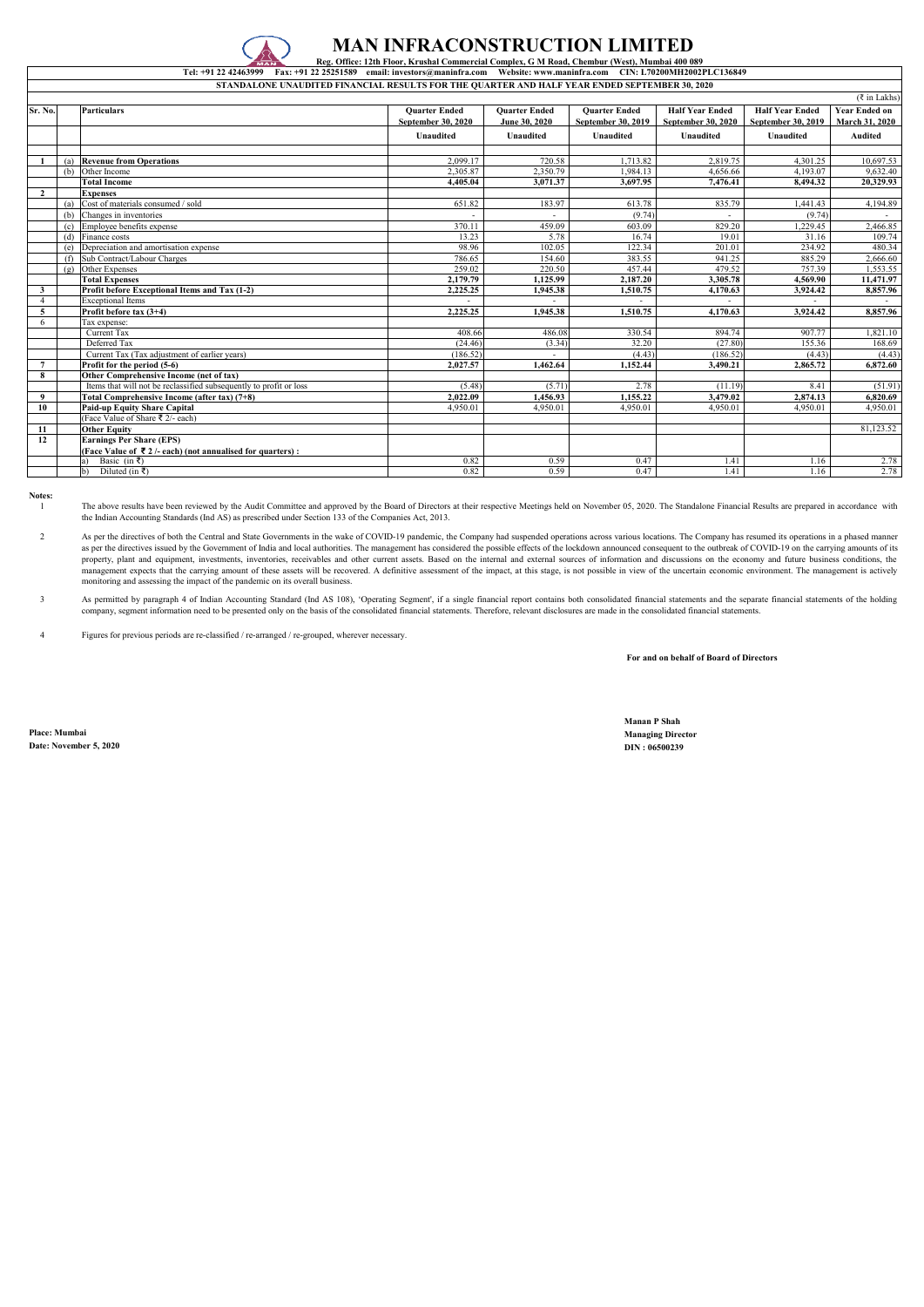# MAN INFRACONSTRUCTION LIMITED

**Reg. Office: 12th Floor, Krushal Commercial Complex, G M Road, Chembur (West), Mumbai 400 089**

**Tel: +91 22 42463999 Fax: +91 22 25251589 email: investors@maninfra.com Website: www.maninfra.com CIN: L70200MH2002PLC136849**

**STANDALONE UNAUDITED FINANCIAL RESULTS FOR THE QUARTER AND HALF YEAR ENDED SEPTEMBER 30, 2020**

(₹ in Lakhs)

| Sr. No. | | Particulars | Quarter Ended September 30, 2020 | Quarter Ended June 30, 2020 | Quarter Ended September 30, 2019 | Half Year Ended September 30, 2020 | Half Year Ended September 30, 2019 | Year Ended on March 31, 2020 |
|---|---|---|---|---|---|---|---|---|
| | | | Unaudited | Unaudited | Unaudited | Unaudited | Unaudited | Audited |
| 1 | (a) | Revenue from Operations | 2,099.17 | 720.58 | 1,713.82 | 2,819.75 | 4,301.25 | 10,697.53 |
| | (b) | Other Income | 2,305.87 | 2,350.79 | 1,984.13 | 4,656.66 | 4,193.07 | 9,632.40 |
| | | **Total Income** | **4,405.04** | **3,071.37** | **3,697.95** | **7,476.41** | **8,494.32** | **20,329.93** |
| 2 | | **Expenses** | | | | | | |
| | (a) | Cost of materials consumed / sold | 651.82 | 183.97 | 613.78 | 835.79 | 1,441.43 | 4,194.89 |
| | (b) | Changes in inventories | - | - | (9.74) | - | (9.74) | - |
| | (c) | Employee benefits expense | 370.11 | 459.09 | 603.09 | 829.20 | 1,229.45 | 2,466.85 |
| | (d) | Finance costs | 13.23 | 5.78 | 16.74 | 19.01 | 31.16 | 109.74 |
| | (e) | Depreciation and amortisation expense | 98.96 | 102.05 | 122.34 | 201.01 | 234.92 | 480.34 |
| | (f) | Sub Contract/Labour Charges | 786.65 | 154.60 | 383.55 | 941.25 | 885.29 | 2,666.60 |
| | (g) | Other Expenses | 259.02 | 220.50 | 457.44 | 479.52 | 757.39 | 1,553.55 |
| | | **Total Expenses** | **2,179.79** | **1,125.99** | **2,187.20** | **3,305.78** | **4,569.90** | **11,471.97** |
| 3 | | **Profit before Exceptional Items and Tax (1-2)** | **2,225.25** | **1,945.38** | **1,510.75** | **4,170.63** | **3,924.42** | **8,857.96** |
| 4 | | Exceptional Items | - | - | - | - | - | - |
| 5 | | **Profit before tax (3+4)** | **2,225.25** | **1,945.38** | **1,510.75** | **4,170.63** | **3,924.42** | **8,857.96** |
| 6 | | Tax expense: | | | | | | |
| | | Current Tax | 408.66 | 486.08 | 330.54 | 894.74 | 907.77 | 1,821.10 |
| | | Deferred Tax | (24.46) | (3.34) | 32.20 | (27.80) | 155.36 | 168.69 |
| | | Current Tax (Tax adjustment of earlier years) | (186.52) | - | (4.43) | (186.52) | (4.43) | (4.43) |
| 7 | | **Profit for the period (5-6)** | **2,027.57** | **1,462.64** | **1,152.44** | **3,490.21** | **2,865.72** | **6,872.60** |
| 8 | | **Other Comprehensive Income (net of tax)** | | | | | | |
| | | Items that will not be reclassified subsequently to profit or loss | (5.48) | (5.71) | 2.78 | (11.19) | 8.41 | (51.91) |
| 9 | | **Total Comprehensive Income (after tax) (7+8)** | **2,022.09** | **1,456.93** | **1,155.22** | **3,479.02** | **2,874.13** | **6,820.69** |
| 10 | | **Paid-up Equity Share Capital** | 4,950.01 | 4,950.01 | 4,950.01 | 4,950.01 | 4,950.01 | 4,950.01 |
| | | (Face Value of Share ₹ 2/- each) | | | | | | |
| 11 | | **Other Equity** | | | | | | 81,123.52 |
| 12 | | **Earnings Per Share (EPS)** | | | | | | |
| | | **(Face Value of ₹ 2 /- each) (not annualised for quarters) :** | | | | | | |
| | | a) Basic (in ₹) | 0.82 | 0.59 | 0.47 | 1.41 | 1.16 | 2.78 |
| | | b) Diluted (in ₹) | 0.82 | 0.59 | 0.47 | 1.41 | 1.16 | 2.78 |

**Notes:**

1. The above results have been reviewed by the Audit Committee and approved by the Board of Directors at their respective Meetings held on November 05, 2020. The Standalone Financial Results are prepared in accordance with the Indian Accounting Standards (Ind AS) as prescribed under Section 133 of the Companies Act, 2013.

2. As per the directives of both the Central and State Governments in the wake of COVID-19 pandemic, the Company had suspended operations across various locations. The Company has resumed its operations in a phased manner as per the directives issued by the Government of India and local authorities. The management has considered the possible effects of the lockdown announced consequent to the outbreak of COVID-19 on the carrying amounts of its property, plant and equipment, investments, inventories, receivables and other current assets. Based on the internal and external sources of information and discussions on the economy and future business conditions, the management expects that the carrying amount of these assets will be recovered. A definitive assessment of the impact, at this stage, is not possible in view of the uncertain economic environment. The management is actively monitoring and assessing the impact of the pandemic on its overall business.

3. As permitted by paragraph 4 of Indian Accounting Standard (Ind AS 108), 'Operating Segment', if a single financial report contains both consolidated financial statements and the separate financial statements of the holding company, segment information need to be presented only on the basis of the consolidated financial statements. Therefore, relevant disclosures are made in the consolidated financial statements.

4. Figures for previous periods are re-classified / re-arranged / re-grouped, wherever necessary.

**For and on behalf of Board of Directors**

**Manan P Shah**
**Managing Director**
**DIN : 06500239**

**Place: Mumbai**
**Date: November 5, 2020**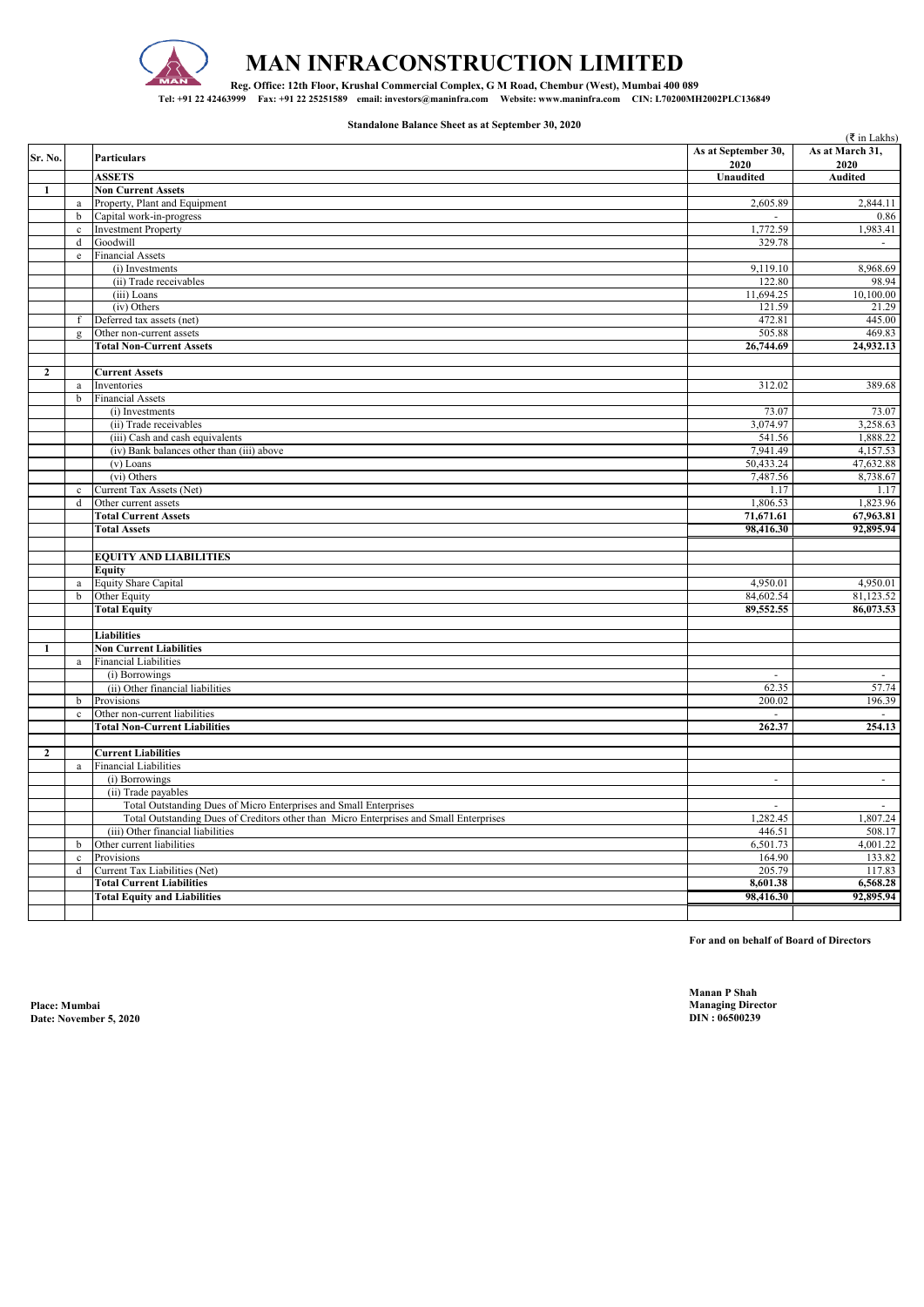# MAN INFRACONSTRUCTION LIMITED

**Reg. Office: 12th Floor, Krushal Commercial Complex, G M Road, Chembur (West), Mumbai 400 089**

**Tel: +91 22 42463999 Fax: +91 22 25251589 email: investors@maninfra.com Website: www.maninfra.com CIN: L70200MH2002PLC136849**

**Standalone Balance Sheet as at September 30, 2020**

(₹ in Lakhs)

| Sr. No. | | Particulars | As at September 30, 2020 | As at March 31, 2020 |
|---|---|---|---|---|
| | | **ASSETS** | **Unaudited** | **Audited** |
| **1** | | **Non Current Assets** | | |
| | a | Property, Plant and Equipment | 2,605.89 | 2,844.11 |
| | b | Capital work-in-progress | - | 0.86 |
| | c | Investment Property | 1,772.59 | 1,983.41 |
| | d | Goodwill | 329.78 | - |
| | e | Financial Assets | | |
| | | (i) Investments | 9,119.10 | 8,968.69 |
| | | (ii) Trade receivables | 122.80 | 98.94 |
| | | (iii) Loans | 11,694.25 | 10,100.00 |
| | | (iv) Others | 121.59 | 21.29 |
| | f | Deferred tax assets (net) | 472.81 | 445.00 |
| | g | Other non-current assets | 505.88 | 469.83 |
| | | **Total Non-Current Assets** | **26,744.69** | **24,932.13** |
| | | | | |
| **2** | | **Current Assets** | | |
| | a | Inventories | 312.02 | 389.68 |
| | b | Financial Assets | | |
| | | (i) Investments | 73.07 | 73.07 |
| | | (ii) Trade receivables | 3,074.97 | 3,258.63 |
| | | (iii) Cash and cash equivalents | 541.56 | 1,888.22 |
| | | (iv) Bank balances other than (iii) above | 7,941.49 | 4,157.53 |
| | | (v) Loans | 50,433.24 | 47,632.88 |
| | | (vi) Others | 7,487.56 | 8,738.67 |
| | c | Current Tax Assets (Net) | 1.17 | 1.17 |
| | d | Other current assets | 1,806.53 | 1,823.96 |
| | | **Total Current Assets** | **71,671.61** | **67,963.81** |
| | | **Total Assets** | **98,416.30** | **92,895.94** |
| | | | | |
| | | **EQUITY AND LIABILITIES** | | |
| | | **Equity** | | |
| | a | Equity Share Capital | 4,950.01 | 4,950.01 |
| | b | Other Equity | 84,602.54 | 81,123.52 |
| | | **Total Equity** | **89,552.55** | **86,073.53** |
| | | | | |
| | | **Liabilities** | | |
| **1** | | **Non Current Liabilities** | | |
| | a | Financial Liabilities | | |
| | | (i) Borrowings | - | - |
| | | (ii) Other financial liabilities | 62.35 | 57.74 |
| | b | Provisions | 200.02 | 196.39 |
| | c | Other non-current liabilities | - | - |
| | | **Total Non-Current Liabilities** | **262.37** | **254.13** |
| | | | | |
| **2** | | **Current Liabilities** | | |
| | a | Financial Liabilities | | |
| | | (i) Borrowings | - | - |
| | | (ii) Trade payables | | |
| | | Total Outstanding Dues of Micro Enterprises and Small Enterprises | - | - |
| | | Total Outstanding Dues of Creditors other than Micro Enterprises and Small Enterprises | 1,282.45 | 1,807.24 |
| | | (iii) Other financial liabilities | 446.51 | 508.17 |
| | b | Other current liabilities | 6,501.73 | 4,001.22 |
| | c | Provisions | 164.90 | 133.82 |
| | d | Current Tax Liabilities (Net) | 205.79 | 117.83 |
| | | **Total Current Liabilities** | **8,601.38** | **6,568.28** |
| | | **Total Equity and Liabilities** | **98,416.30** | **92,895.94** |

**For and on behalf of Board of Directors**

**Place: Mumbai**
**Date: November 5, 2020**

**Manan P Shah**
**Managing Director**
**DIN : 06500239**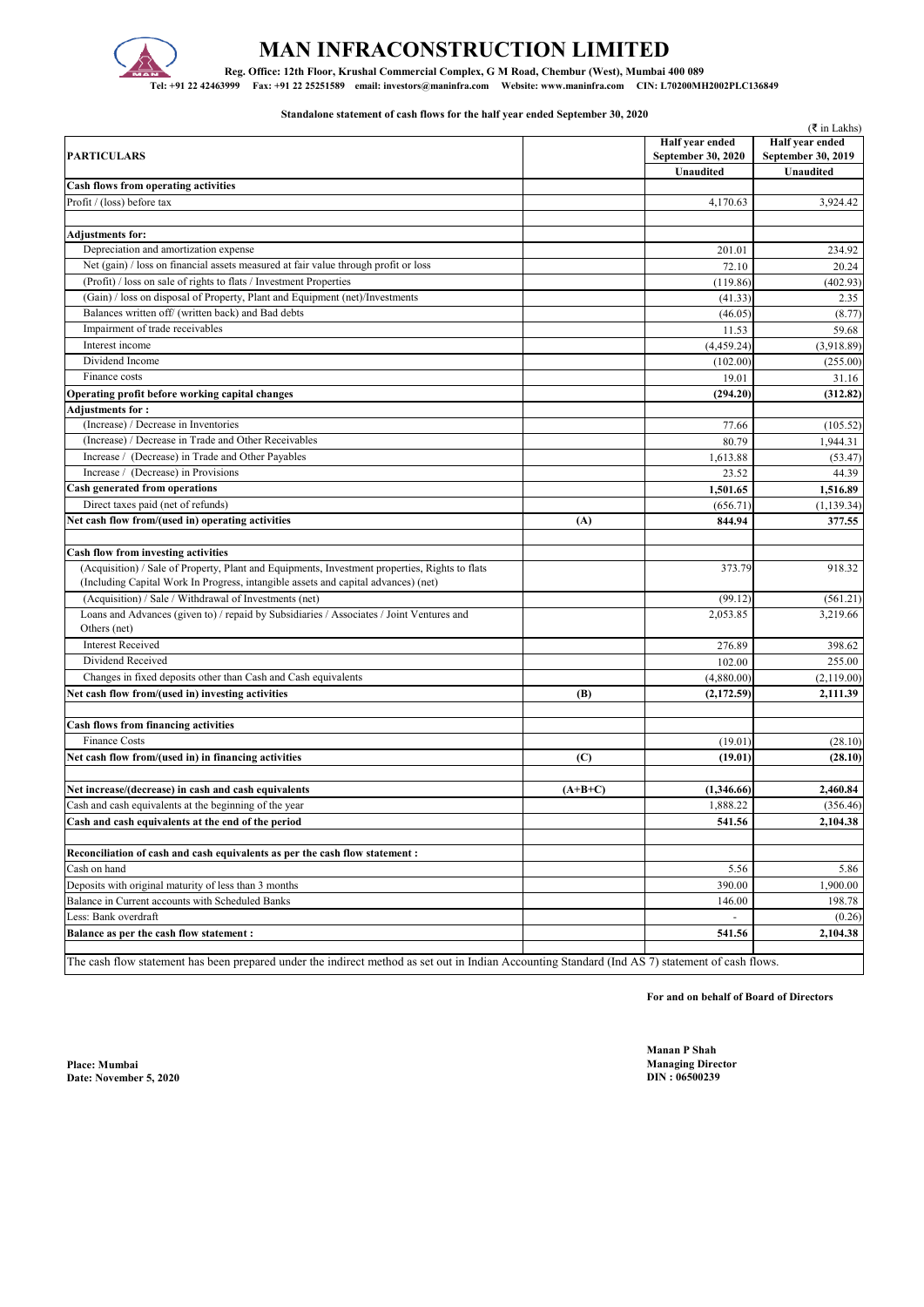# MAN INFRACONSTRUCTION LIMITED

**Reg. Office: 12th Floor, Krushal Commercial Complex, G M Road, Chembur (West), Mumbai 400 089**

**Tel: +91 22 42463999 Fax: +91 22 25251589 email: investors@maninfra.com Website: www.maninfra.com CIN: L70200MH2002PLC136849**

**Standalone statement of cash flows for the half year ended September 30, 2020**

(₹ in Lakhs)

| PARTICULARS | | Half year ended September 30, 2020 Unaudited | Half year ended September 30, 2019 Unaudited |
|---|---|---|---|
| **Cash flows from operating activities** | | | |
| Profit / (loss) before tax | | 4,170.63 | 3,924.42 |
| | | | |
| **Adjustments for:** | | | |
| Depreciation and amortization expense | | 201.01 | 234.92 |
| Net (gain) / loss on financial assets measured at fair value through profit or loss | | 72.10 | 20.24 |
| (Profit) / loss on sale of rights to flats / Investment Properties | | (119.86) | (402.93) |
| (Gain) / loss on disposal of Property, Plant and Equipment (net)/Investments | | (41.33) | 2.35 |
| Balances written off/ (written back) and Bad debts | | (46.05) | (8.77) |
| Impairment of trade receivables | | 11.53 | 59.68 |
| Interest income | | (4,459.24) | (3,918.89) |
| Dividend Income | | (102.00) | (255.00) |
| Finance costs | | 19.01 | 31.16 |
| **Operating profit before working capital changes** | | **(294.20)** | **(312.82)** |
| **Adjustments for :** | | | |
| (Increase) / Decrease in Inventories | | 77.66 | (105.52) |
| (Increase) / Decrease in Trade and Other Receivables | | 80.79 | 1,944.31 |
| Increase / (Decrease) in Trade and Other Payables | | 1,613.88 | (53.47) |
| Increase / (Decrease) in Provisions | | 23.52 | 44.39 |
| **Cash generated from operations** | | **1,501.65** | **1,516.89** |
| Direct taxes paid (net of refunds) | | (656.71) | (1,139.34) |
| **Net cash flow from/(used in) operating activities** | **(A)** | **844.94** | **377.55** |
| | | | |
| **Cash flow from investing activities** | | | |
| (Acquisition) / Sale of Property, Plant and Equipments, Investment properties, Rights to flats (Including Capital Work In Progress, intangible assets and capital advances) (net) | | 373.79 | 918.32 |
| (Acquisition) / Sale / Withdrawal of Investments (net) | | (99.12) | (561.21) |
| Loans and Advances (given to) / repaid by Subsidiaries / Associates / Joint Ventures and Others (net) | | 2,053.85 | 3,219.66 |
| Interest Received | | 276.89 | 398.62 |
| Dividend Received | | 102.00 | 255.00 |
| Changes in fixed deposits other than Cash and Cash equivalents | | (4,880.00) | (2,119.00) |
| **Net cash flow from/(used in) investing activities** | **(B)** | **(2,172.59)** | **2,111.39** |
| | | | |
| **Cash flows from financing activities** | | | |
| Finance Costs | | (19.01) | (28.10) |
| **Net cash flow from/(used in) in financing activities** | **(C)** | **(19.01)** | **(28.10)** |
| | | | |
| **Net increase/(decrease) in cash and cash equivalents** | **(A+B+C)** | **(1,346.66)** | **2,460.84** |
| Cash and cash equivalents at the beginning of the year | | 1,888.22 | (356.46) |
| **Cash and cash equivalents at the end of the period** | | **541.56** | **2,104.38** |
| | | | |
| **Reconciliation of cash and cash equivalents as per the cash flow statement :** | | | |
| Cash on hand | | 5.56 | 5.86 |
| Deposits with original maturity of less than 3 months | | 390.00 | 1,900.00 |
| Balance in Current accounts with Scheduled Banks | | 146.00 | 198.78 |
| Less: Bank overdraft | | - | (0.26) |
| **Balance as per the cash flow statement :** | | **541.56** | **2,104.38** |

The cash flow statement has been prepared under the indirect method as set out in Indian Accounting Standard (Ind AS 7) statement of cash flows.

**For and on behalf of Board of Directors**

**Manan P Shah**
**Managing Director**
**DIN : 06500239**

**Place: Mumbai**
**Date: November 5, 2020**